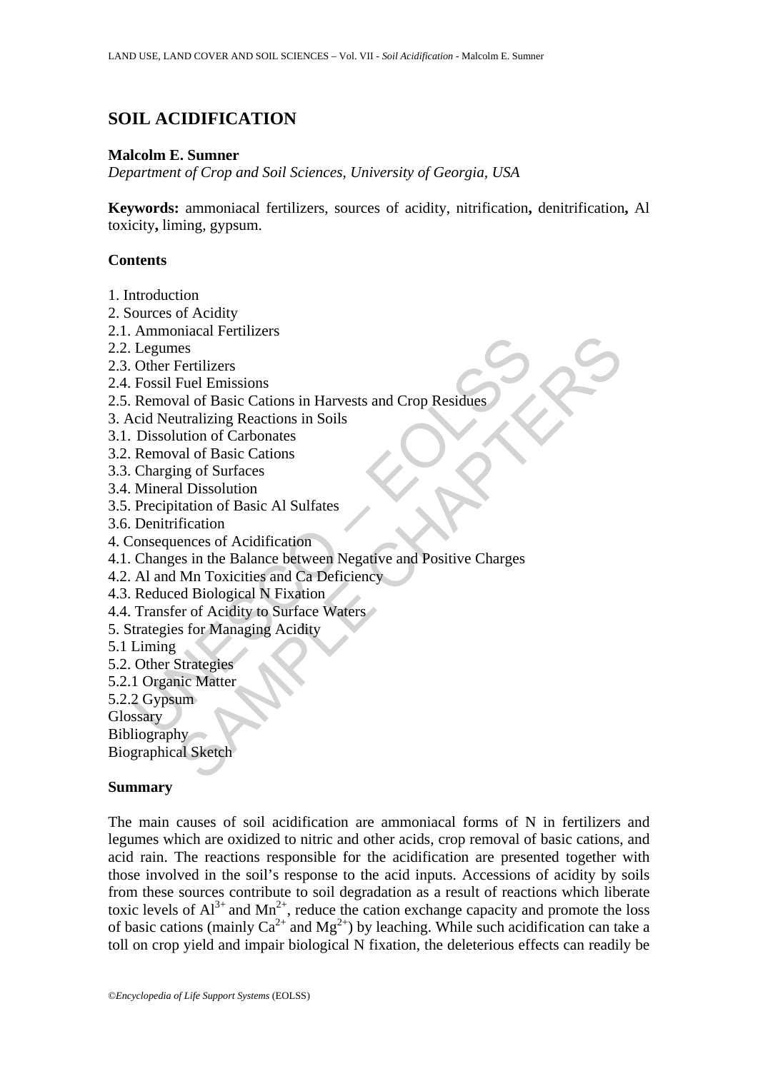# SOIL ACIDIFICATION

**Malcolm E. Sumner**

*Department of Crop and Soil Sciences, University of Georgia, USA*

**Keywords:** ammoniacal fertilizers, sources of acidity, nitrification**,** denitrification**,** Al toxicity**,** liming, gypsum.

**Contents**

1. Introduction
2. Sources of Acidity
2.1. Ammoniacal Fertilizers
2.2. Legumes
2.3. Other Fertilizers
2.4. Fossil Fuel Emissions
2.5. Removal of Basic Cations in Harvests and Crop Residues
3. Acid Neutralizing Reactions in Soils
3.1. Dissolution of Carbonates
3.2. Removal of Basic Cations
3.3. Charging of Surfaces
3.4. Mineral Dissolution
3.5. Precipitation of Basic Al Sulfates
3.6. Denitrification
4. Consequences of Acidification
4.1. Changes in the Balance between Negative and Positive Charges
4.2. Al and Mn Toxicities and Ca Deficiency
4.3. Reduced Biological N Fixation
4.4. Transfer of Acidity to Surface Waters
5. Strategies for Managing Acidity
5.1 Liming
5.2. Other Strategies
5.2.1 Organic Matter
5.2.2 Gypsum
Glossary
Bibliography
Biographical Sketch

**Summary**

The main causes of soil acidification are ammoniacal forms of N in fertilizers and legumes which are oxidized to nitric and other acids, crop removal of basic cations, and acid rain. The reactions responsible for the acidification are presented together with those involved in the soil's response to the acid inputs. Accessions of acidity by soils from these sources contribute to soil degradation as a result of reactions which liberate toxic levels of $Al^{3+}$ and $Mn^{2+}$, reduce the cation exchange capacity and promote the loss of basic cations (mainly $Ca^{2+}$ and $Mg^{2+}$) by leaching. While such acidification can take a toll on crop yield and impair biological N fixation, the deleterious effects can readily be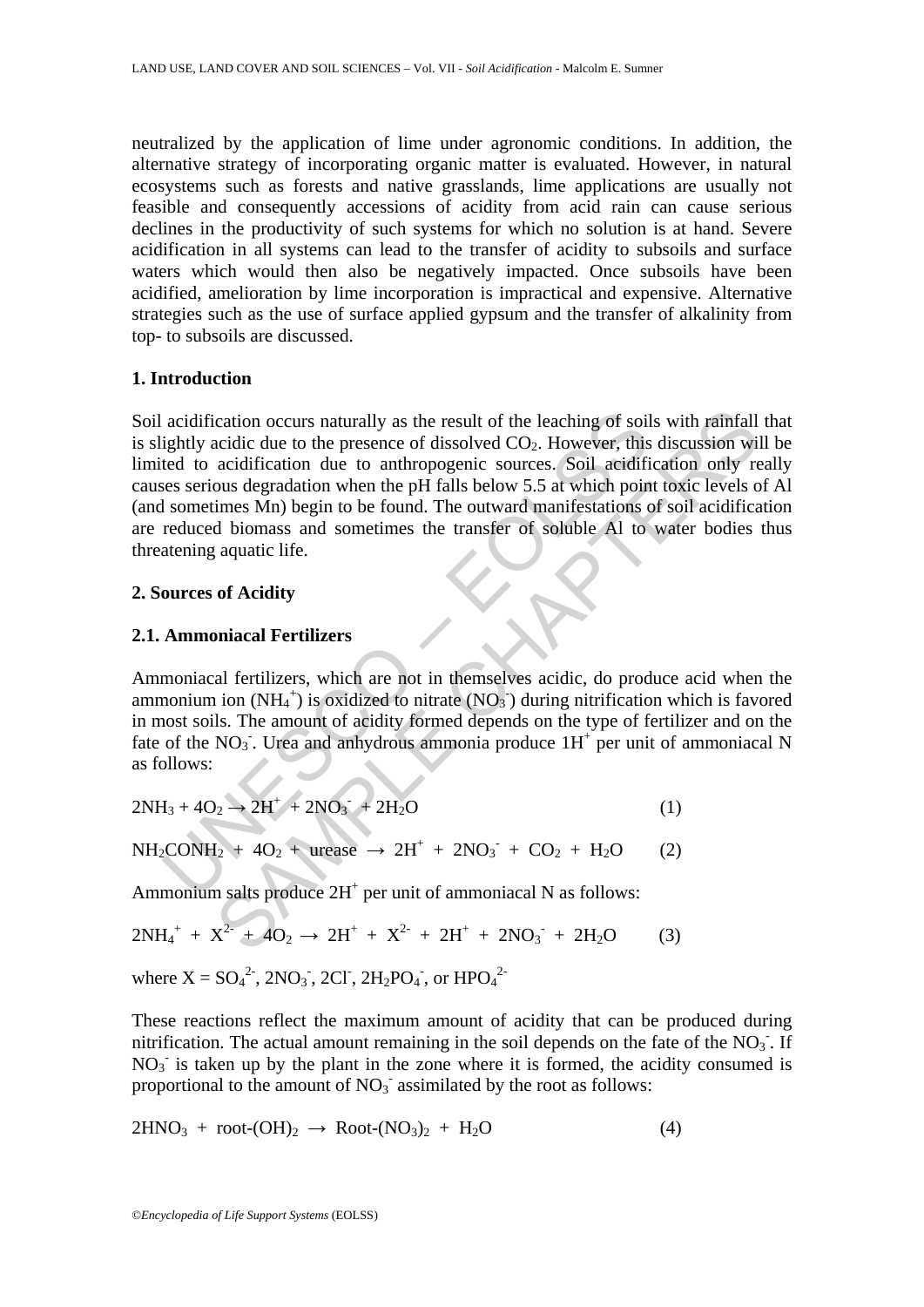neutralized by the application of lime under agronomic conditions. In addition, the alternative strategy of incorporating organic matter is evaluated. However, in natural ecosystems such as forests and native grasslands, lime applications are usually not feasible and consequently accessions of acidity from acid rain can cause serious declines in the productivity of such systems for which no solution is at hand. Severe acidification in all systems can lead to the transfer of acidity to subsoils and surface waters which would then also be negatively impacted. Once subsoils have been acidified, amelioration by lime incorporation is impractical and expensive. Alternative strategies such as the use of surface applied gypsum and the transfer of alkalinity from top- to subsoils are discussed.

## 1. Introduction

Soil acidification occurs naturally as the result of the leaching of soils with rainfall that is slightly acidic due to the presence of dissolved $CO_2$. However, this discussion will be limited to acidification due to anthropogenic sources. Soil acidification only really causes serious degradation when the pH falls below 5.5 at which point toxic levels of Al (and sometimes Mn) begin to be found. The outward manifestations of soil acidification are reduced biomass and sometimes the transfer of soluble Al to water bodies thus threatening aquatic life.

## 2. Sources of Acidity

### 2.1. Ammoniacal Fertilizers

Ammoniacal fertilizers, which are not in themselves acidic, do produce acid when the ammonium ion ($NH_4^+$) is oxidized to nitrate ($NO_3^-$) during nitrification which is favored in most soils. The amount of acidity formed depends on the type of fertilizer and on the fate of the $NO_3^-$. Urea and anhydrous ammonia produce $1H^+$ per unit of ammoniacal N as follows:

$$2NH_3 + 4O_2 \rightarrow 2H^+ + 2NO_3^- + 2H_2O \quad (1)$$

$$NH_2CONH_2 + 4O_2 + \text{urease} \rightarrow 2H^+ + 2NO_3^- + CO_2 + H_2O \quad (2)$$

Ammonium salts produce $2H^+$ per unit of ammoniacal N as follows:

$$2NH_4^+ + X^{2-} + 4O_2 \rightarrow 2H^+ + X^{2-} + 2H^+ + 2NO_3^- + 2H_2O \quad (3)$$

where $X = SO_4^{2-}$, $2NO_3^-$, $2Cl^-$, $2H_2PO_4^-$, or $HPO_4^{2-}$

These reactions reflect the maximum amount of acidity that can be produced during nitrification. The actual amount remaining in the soil depends on the fate of the $NO_3^-$. If $NO_3^-$ is taken up by the plant in the zone where it is formed, the acidity consumed is proportional to the amount of $NO_3^-$ assimilated by the root as follows:

$$2HNO_3 + \text{root-(OH)}_2 \rightarrow \text{Root-(NO}_3)_2 + H_2O \quad (4)$$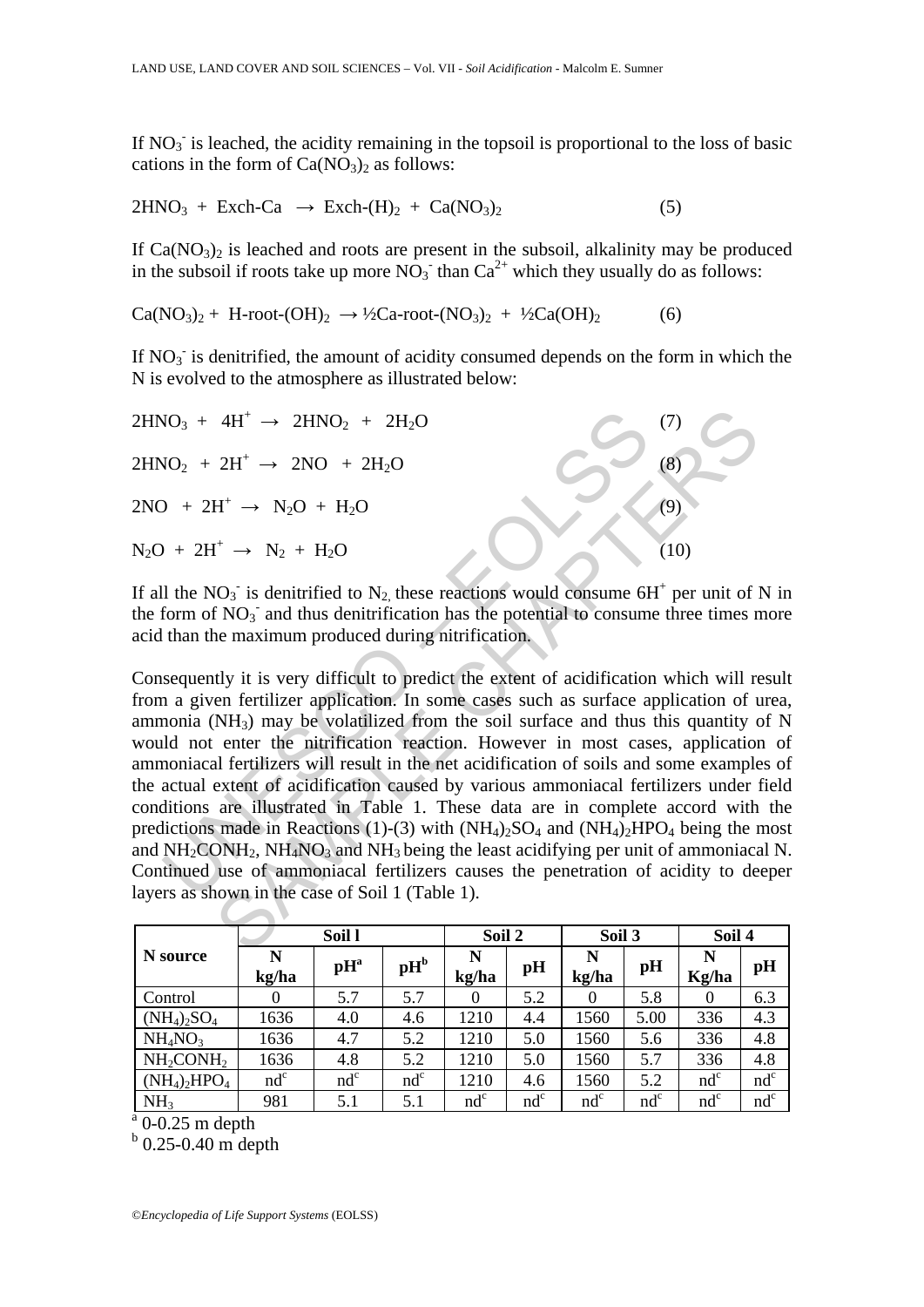If $NO_3^-$ is leached, the acidity remaining in the topsoil is proportional to the loss of basic cations in the form of $Ca(NO_3)_2$ as follows:

$$2HNO_3 + \text{Exch-Ca} \rightarrow \text{Exch-}(H)_2 + Ca(NO_3)_2 \quad (5)$$

If $Ca(NO_3)_2$ is leached and roots are present in the subsoil, alkalinity may be produced in the subsoil if roots take up more $NO_3^-$ than $Ca^{2+}$ which they usually do as follows:

$$Ca(NO_3)_2 + \text{H-root-}(OH)_2 \rightarrow ½\text{Ca-root-}(NO_3)_2 + ½Ca(OH)_2 \quad (6)$$

If $NO_3^-$ is denitrified, the amount of acidity consumed depends on the form in which the N is evolved to the atmosphere as illustrated below:

$$2HNO_3 + 4H^+ \rightarrow 2HNO_2 + 2H_2O \quad (7)$$

$$2HNO_2 + 2H^+ \rightarrow 2NO + 2H_2O \quad (8)$$

$$2NO + 2H^+ \rightarrow N_2O + H_2O \quad (9)$$

$$N_2O + 2H^+ \rightarrow N_2 + H_2O \quad (10)$$

If all the $NO_3^-$ is denitrified to $N_2$, these reactions would consume $6H^+$ per unit of N in the form of $NO_3^-$ and thus denitrification has the potential to consume three times more acid than the maximum produced during nitrification.

Consequently it is very difficult to predict the extent of acidification which will result from a given fertilizer application. In some cases such as surface application of urea, ammonia ($NH_3$) may be volatilized from the soil surface and thus this quantity of N would not enter the nitrification reaction. However in most cases, application of ammoniacal fertilizers will result in the net acidification of soils and some examples of the actual extent of acidification caused by various ammoniacal fertilizers under field conditions are illustrated in Table 1. These data are in complete accord with the predictions made in Reactions (1)-(3) with $(NH_4)_2SO_4$ and $(NH_4)_2HPO_4$ being the most and $NH_2CONH_2$, $NH_4NO_3$ and $NH_3$ being the least acidifying per unit of ammoniacal N. Continued use of ammoniacal fertilizers causes the penetration of acidity to deeper layers as shown in the case of Soil 1 (Table 1).

| N source | Soil l | | | Soil 2 | | Soil 3 | | Soil 4 | |
|---|---|---|---|---|---|---|---|---|---|
| | N kg/ha | pH[a] | pH[b] | N kg/ha | pH | N kg/ha | pH | N Kg/ha | pH |
| Control | 0 | 5.7 | 5.7 | 0 | 5.2 | 0 | 5.8 | 0 | 6.3 |
| $(NH_4)_2SO_4$ | 1636 | 4.0 | 4.6 | 1210 | 4.4 | 1560 | 5.00 | 336 | 4.3 |
| $NH_4NO_3$ | 1636 | 4.7 | 5.2 | 1210 | 5.0 | 1560 | 5.6 | 336 | 4.8 |
| $NH_2CONH_2$ | 1636 | 4.8 | 5.2 | 1210 | 5.0 | 1560 | 5.7 | 336 | 4.8 |
| $(NH_4)_2HPO_4$ | nd[c] | nd[c] | nd[c] | 1210 | 4.6 | 1560 | 5.2 | nd[c] | nd[c] |
| $NH_3$ | 981 | 5.1 | 5.1 | nd[c] | nd[c] | nd[c] | nd[c] | nd[c] | nd[c] |

[a] 0-0.25 m depth

[b] 0.25-0.40 m depth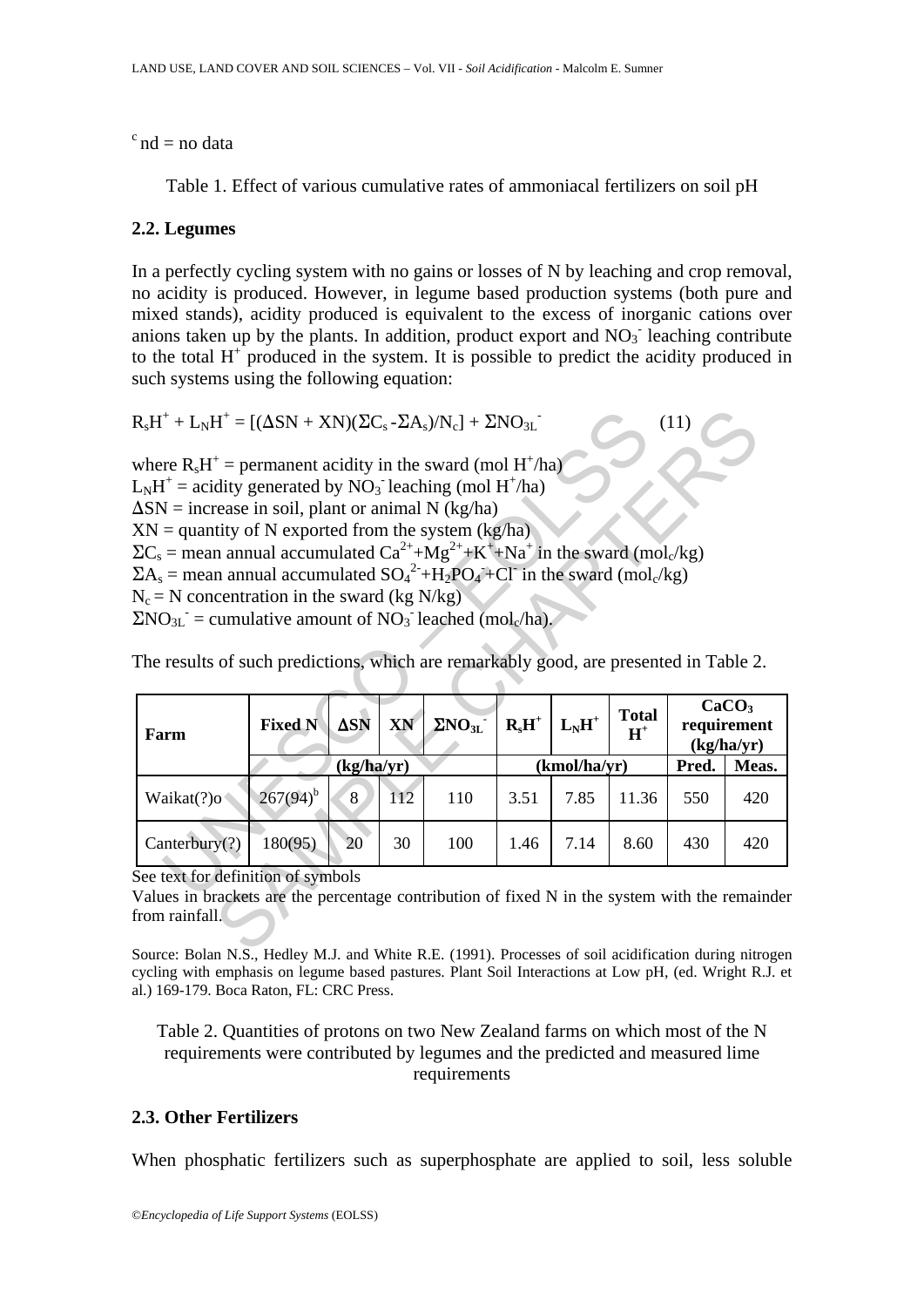[c] nd = no data

Table 1. Effect of various cumulative rates of ammoniacal fertilizers on soil pH

## 2.2. Legumes

In a perfectly cycling system with no gains or losses of N by leaching and crop removal, no acidity is produced. However, in legume based production systems (both pure and mixed stands), acidity produced is equivalent to the excess of inorganic cations over anions taken up by the plants. In addition, product export and $NO_3^-$ leaching contribute to the total $H^+$ produced in the system. It is possible to predict the acidity produced in such systems using the following equation:

$$R_sH^+ + L_NH^+ = [(\Delta SN + XN)(\Sigma C_s - \Sigma A_s)/N_c] + \Sigma NO_{3L}^- \qquad (11)$$

where $R_sH^+$ = permanent acidity in the sward (mol $H^+$/ha)
$L_NH^+$ = acidity generated by $NO_3^-$ leaching (mol $H^+$/ha)
$\Delta SN$ = increase in soil, plant or animal N (kg/ha)
$XN$ = quantity of N exported from the system (kg/ha)
$\Sigma C_s$ = mean annual accumulated $Ca^{2+}$+$Mg^{2+}$+$K^+$+$Na^+$ in the sward (mol$_c$/kg)
$\Sigma A_s$ = mean annual accumulated $SO_4^{2-}$+$H_2PO_4^-$+$Cl^-$ in the sward (mol$_c$/kg)
$N_c$ = N concentration in the sward (kg N/kg)
$\Sigma NO_{3L}^-$ = cumulative amount of $NO_3^-$ leached (mol$_c$/ha).

The results of such predictions, which are remarkably good, are presented in Table 2.

| Farm | Fixed N | $\Delta SN$ | XN | $\Sigma NO_{3L}^-$ | $R_sH^+$ | $L_NH^+$ | Total $H^+$ | $CaCO_3$ requirement (kg/ha/yr) | |
|---|---|---|---|---|---|---|---|---|---|
| | (kg/ha/yr) | | | | (kmol/ha/yr) | | | Pred. | Meas. |
| Waikat(?)o | 267(94)[b] | 8 | 112 | 110 | 3.51 | 7.85 | 11.36 | 550 | 420 |
| Canterbury(?) | 180(95) | 20 | 30 | 100 | 1.46 | 7.14 | 8.60 | 430 | 420 |

See text for definition of symbols
Values in brackets are the percentage contribution of fixed N in the system with the remainder from rainfall.

Source: Bolan N.S., Hedley M.J. and White R.E. (1991). Processes of soil acidification during nitrogen cycling with emphasis on legume based pastures. Plant Soil Interactions at Low pH, (ed. Wright R.J. et al.) 169-179. Boca Raton, FL: CRC Press.

Table 2. Quantities of protons on two New Zealand farms on which most of the N requirements were contributed by legumes and the predicted and measured lime requirements

## 2.3. Other Fertilizers

When phosphatic fertilizers such as superphosphate are applied to soil, less soluble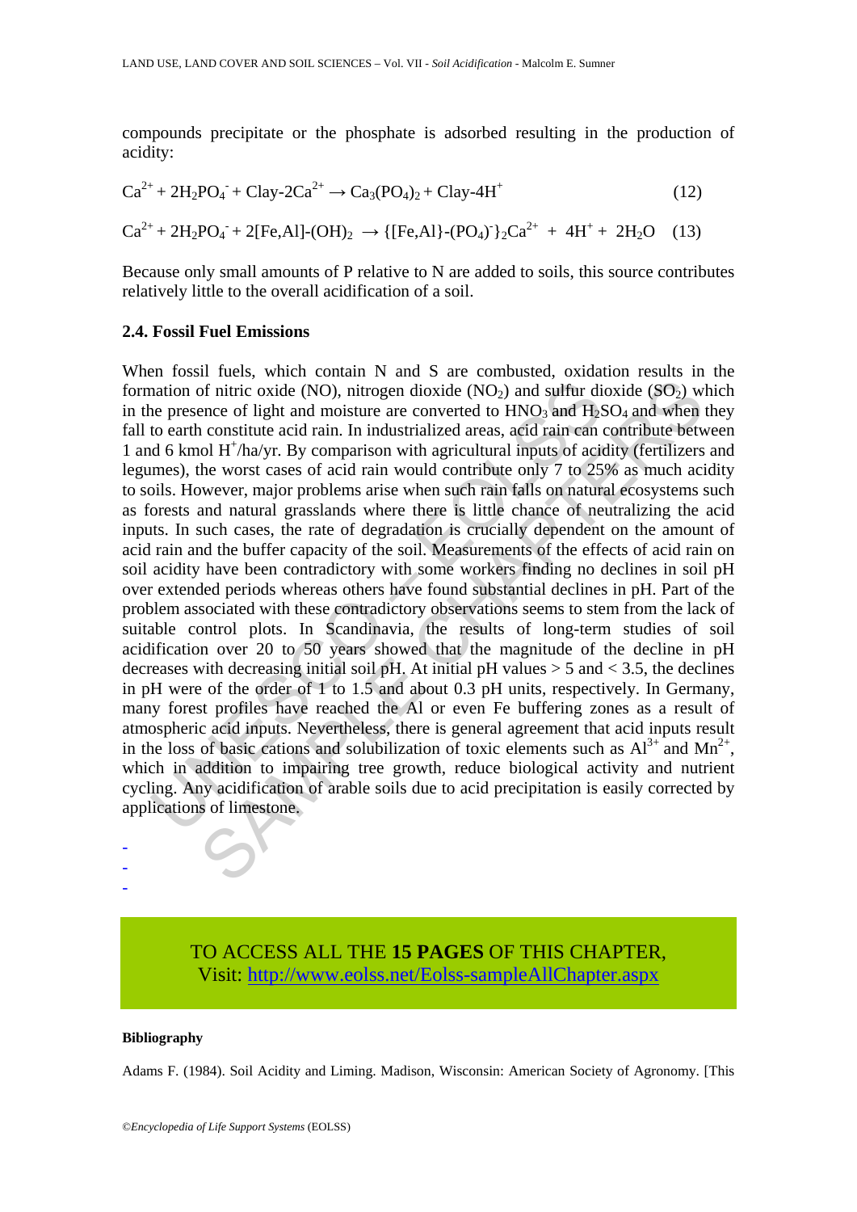compounds precipitate or the phosphate is adsorbed resulting in the production of acidity:

$$Ca^{2+} + 2H_2PO_4^- + Clay\text{-}2Ca^{2+} \rightarrow Ca_3(PO_4)_2 + Clay\text{-}4H^+ \quad (12)$$

$$Ca^{2+} + 2H_2PO_4^- + 2[Fe,Al]\text{-}(OH)_2 \rightarrow \{[Fe,Al]\text{-}(PO_4)^-\}_2Ca^{2+} + 4H^+ + 2H_2O \quad (13)$$

Because only small amounts of P relative to N are added to soils, this source contributes relatively little to the overall acidification of a soil.

### 2.4. Fossil Fuel Emissions

When fossil fuels, which contain N and S are combusted, oxidation results in the formation of nitric oxide (NO), nitrogen dioxide ($NO_2$) and sulfur dioxide ($SO_2$) which in the presence of light and moisture are converted to $HNO_3$ and $H_2SO_4$ and when they fall to earth constitute acid rain. In industrialized areas, acid rain can contribute between 1 and 6 kmol $H^+$/ha/yr. By comparison with agricultural inputs of acidity (fertilizers and legumes), the worst cases of acid rain would contribute only 7 to 25% as much acidity to soils. However, major problems arise when such rain falls on natural ecosystems such as forests and natural grasslands where there is little chance of neutralizing the acid inputs. In such cases, the rate of degradation is crucially dependent on the amount of acid rain and the buffer capacity of the soil. Measurements of the effects of acid rain on soil acidity have been contradictory with some workers finding no declines in soil pH over extended periods whereas others have found substantial declines in pH. Part of the problem associated with these contradictory observations seems to stem from the lack of suitable control plots. In Scandinavia, the results of long-term studies of soil acidification over 20 to 50 years showed that the magnitude of the decline in pH decreases with decreasing initial soil pH. At initial pH values > 5 and < 3.5, the declines in pH were of the order of 1 to 1.5 and about 0.3 pH units, respectively. In Germany, many forest profiles have reached the Al or even Fe buffering zones as a result of atmospheric acid inputs. Nevertheless, there is general agreement that acid inputs result in the loss of basic cations and solubilization of toxic elements such as $Al^{3+}$ and $Mn^{2+}$, which in addition to impairing tree growth, reduce biological activity and nutrient cycling. Any acidification of arable soils due to acid precipitation is easily corrected by applications of limestone.

-
-
-

TO ACCESS ALL THE **15 PAGES** OF THIS CHAPTER,
Visit: http://www.eolss.net/Eolss-sampleAllChapter.aspx

**Bibliography**

Adams F. (1984). Soil Acidity and Liming. Madison, Wisconsin: American Society of Agronomy. [This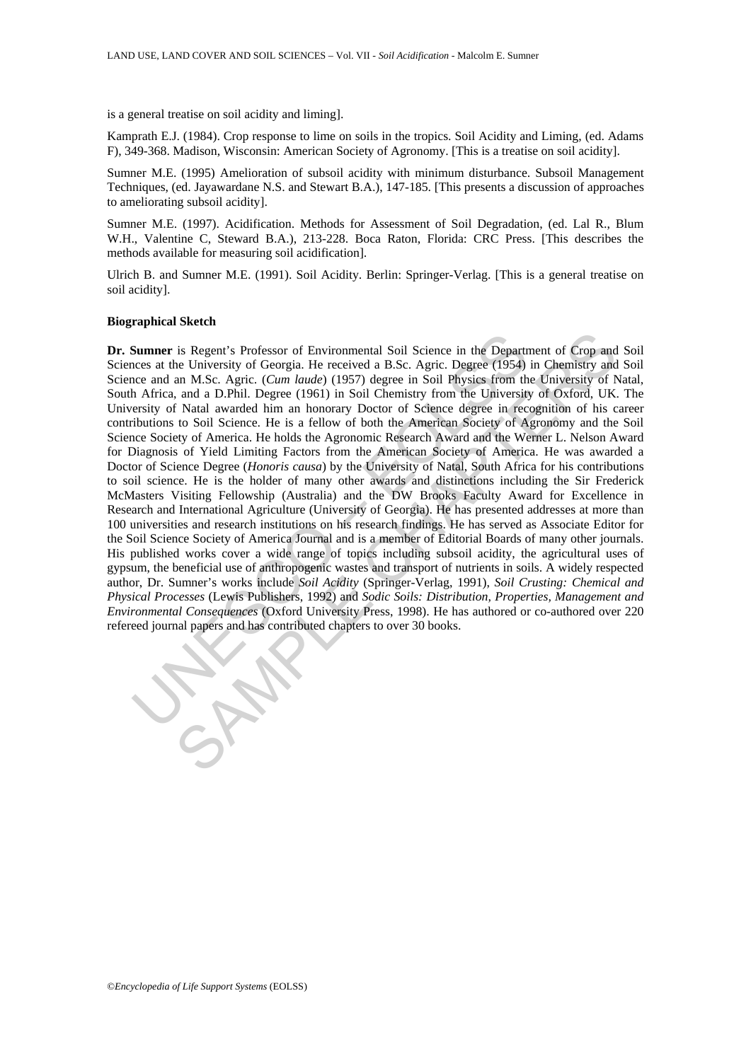is a general treatise on soil acidity and liming].

Kamprath E.J. (1984). Crop response to lime on soils in the tropics. Soil Acidity and Liming, (ed. Adams F), 349-368. Madison, Wisconsin: American Society of Agronomy. [This is a treatise on soil acidity].

Sumner M.E. (1995) Amelioration of subsoil acidity with minimum disturbance. Subsoil Management Techniques, (ed. Jayawardane N.S. and Stewart B.A.), 147-185. [This presents a discussion of approaches to ameliorating subsoil acidity].

Sumner M.E. (1997). Acidification. Methods for Assessment of Soil Degradation, (ed. Lal R., Blum W.H., Valentine C, Steward B.A.), 213-228. Boca Raton, Florida: CRC Press. [This describes the methods available for measuring soil acidification].

Ulrich B. and Sumner M.E. (1991). Soil Acidity. Berlin: Springer-Verlag. [This is a general treatise on soil acidity].

**Biographical Sketch**

**Dr. Sumner** is Regent's Professor of Environmental Soil Science in the Department of Crop and Soil Sciences at the University of Georgia. He received a B.Sc. Agric. Degree (1954) in Chemistry and Soil Science and an M.Sc. Agric. (*Cum laude*) (1957) degree in Soil Physics from the University of Natal, South Africa, and a D.Phil. Degree (1961) in Soil Chemistry from the University of Oxford, UK. The University of Natal awarded him an honorary Doctor of Science degree in recognition of his career contributions to Soil Science. He is a fellow of both the American Society of Agronomy and the Soil Science Society of America. He holds the Agronomic Research Award and the Werner L. Nelson Award for Diagnosis of Yield Limiting Factors from the American Society of America. He was awarded a Doctor of Science Degree (*Honoris causa*) by the University of Natal, South Africa for his contributions to soil science. He is the holder of many other awards and distinctions including the Sir Frederick McMasters Visiting Fellowship (Australia) and the DW Brooks Faculty Award for Excellence in Research and International Agriculture (University of Georgia). He has presented addresses at more than 100 universities and research institutions on his research findings. He has served as Associate Editor for the Soil Science Society of America Journal and is a member of Editorial Boards of many other journals. His published works cover a wide range of topics including subsoil acidity, the agricultural uses of gypsum, the beneficial use of anthropogenic wastes and transport of nutrients in soils. A widely respected author, Dr. Sumner's works include *Soil Acidity* (Springer-Verlag, 1991), *Soil Crusting: Chemical and Physical Processes* (Lewis Publishers, 1992) and *Sodic Soils: Distribution, Properties, Management and Environmental Consequences* (Oxford University Press, 1998). He has authored or co-authored over 220 refereed journal papers and has contributed chapters to over 30 books.